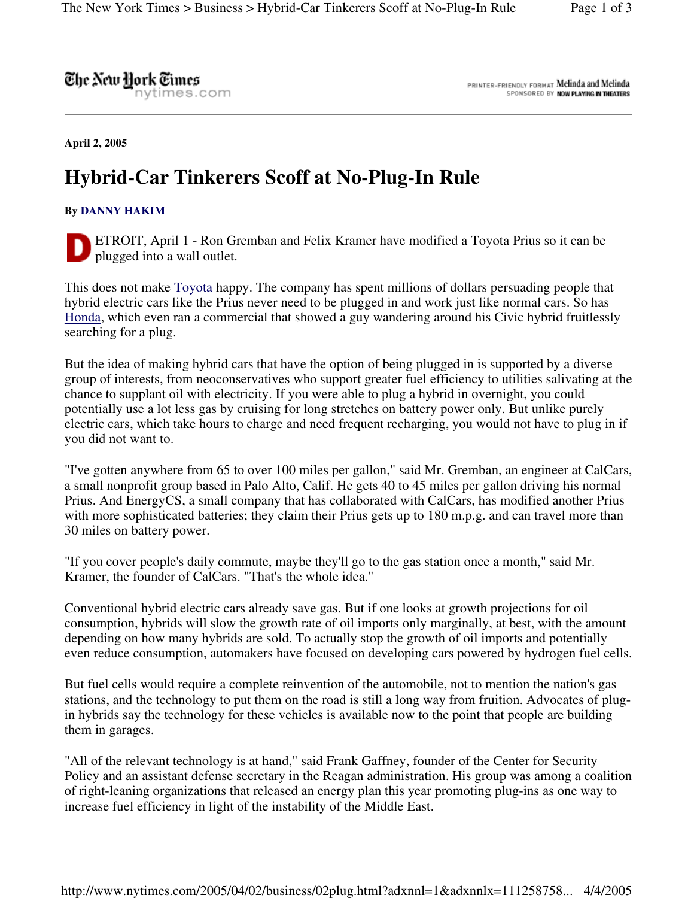The New York Times
nytimes.com

PRINTER-FRIENDLY FORMAT SPONSORED BY Melinda and Melinda NOW PLAYING IN THEATERS

**April 2, 2005**

# Hybrid-Car Tinkerers Scoff at No-Plug-In Rule

**By DANNY HAKIM**

DETROIT, April 1 - Ron Gremban and Felix Kramer have modified a Toyota Prius so it can be plugged into a wall outlet.

This does not make Toyota happy. The company has spent millions of dollars persuading people that hybrid electric cars like the Prius never need to be plugged in and work just like normal cars. So has Honda, which even ran a commercial that showed a guy wandering around his Civic hybrid fruitlessly searching for a plug.

But the idea of making hybrid cars that have the option of being plugged in is supported by a diverse group of interests, from neoconservatives who support greater fuel efficiency to utilities salivating at the chance to supplant oil with electricity. If you were able to plug a hybrid in overnight, you could potentially use a lot less gas by cruising for long stretches on battery power only. But unlike purely electric cars, which take hours to charge and need frequent recharging, you would not have to plug in if you did not want to.

"I've gotten anywhere from 65 to over 100 miles per gallon," said Mr. Gremban, an engineer at CalCars, a small nonprofit group based in Palo Alto, Calif. He gets 40 to 45 miles per gallon driving his normal Prius. And EnergyCS, a small company that has collaborated with CalCars, has modified another Prius with more sophisticated batteries; they claim their Prius gets up to 180 m.p.g. and can travel more than 30 miles on battery power.

"If you cover people's daily commute, maybe they'll go to the gas station once a month," said Mr. Kramer, the founder of CalCars. "That's the whole idea."

Conventional hybrid electric cars already save gas. But if one looks at growth projections for oil consumption, hybrids will slow the growth rate of oil imports only marginally, at best, with the amount depending on how many hybrids are sold. To actually stop the growth of oil imports and potentially even reduce consumption, automakers have focused on developing cars powered by hydrogen fuel cells.

But fuel cells would require a complete reinvention of the automobile, not to mention the nation's gas stations, and the technology to put them on the road is still a long way from fruition. Advocates of plug-in hybrids say the technology for these vehicles is available now to the point that people are building them in garages.

"All of the relevant technology is at hand," said Frank Gaffney, founder of the Center for Security Policy and an assistant defense secretary in the Reagan administration. His group was among a coalition of right-leaning organizations that released an energy plan this year promoting plug-ins as one way to increase fuel efficiency in light of the instability of the Middle East.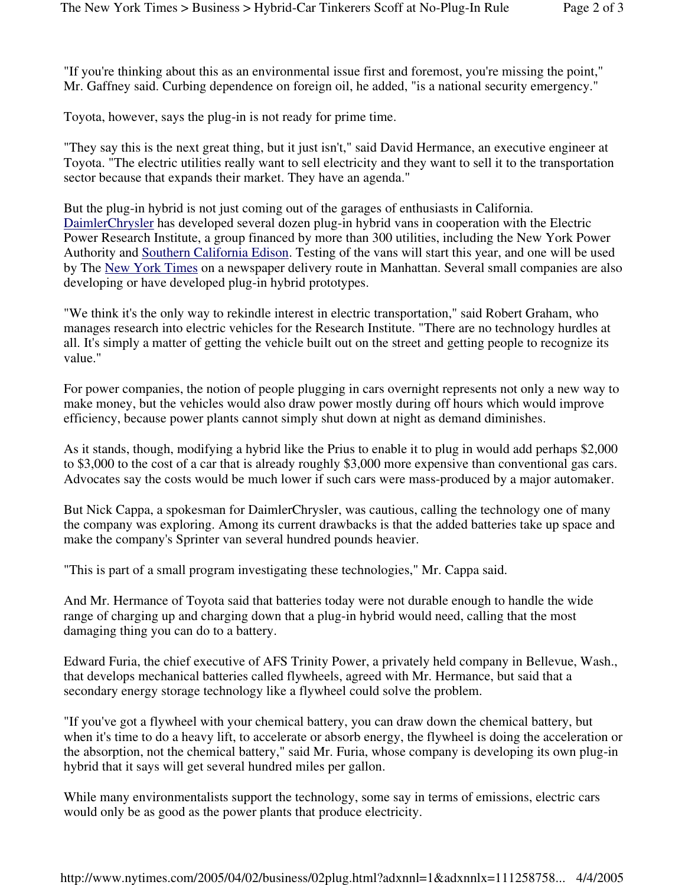"If you're thinking about this as an environmental issue first and foremost, you're missing the point," Mr. Gaffney said. Curbing dependence on foreign oil, he added, "is a national security emergency."

Toyota, however, says the plug-in is not ready for prime time.

"They say this is the next great thing, but it just isn't," said David Hermance, an executive engineer at Toyota. "The electric utilities really want to sell electricity and they want to sell it to the transportation sector because that expands their market. They have an agenda."

But the plug-in hybrid is not just coming out of the garages of enthusiasts in California. DaimlerChrysler has developed several dozen plug-in hybrid vans in cooperation with the Electric Power Research Institute, a group financed by more than 300 utilities, including the New York Power Authority and Southern California Edison. Testing of the vans will start this year, and one will be used by The New York Times on a newspaper delivery route in Manhattan. Several small companies are also developing or have developed plug-in hybrid prototypes.

"We think it's the only way to rekindle interest in electric transportation," said Robert Graham, who manages research into electric vehicles for the Research Institute. "There are no technology hurdles at all. It's simply a matter of getting the vehicle built out on the street and getting people to recognize its value."

For power companies, the notion of people plugging in cars overnight represents not only a new way to make money, but the vehicles would also draw power mostly during off hours which would improve efficiency, because power plants cannot simply shut down at night as demand diminishes.

As it stands, though, modifying a hybrid like the Prius to enable it to plug in would add perhaps $2,000 to $3,000 to the cost of a car that is already roughly $3,000 more expensive than conventional gas cars. Advocates say the costs would be much lower if such cars were mass-produced by a major automaker.

But Nick Cappa, a spokesman for DaimlerChrysler, was cautious, calling the technology one of many the company was exploring. Among its current drawbacks is that the added batteries take up space and make the company's Sprinter van several hundred pounds heavier.

"This is part of a small program investigating these technologies," Mr. Cappa said.

And Mr. Hermance of Toyota said that batteries today were not durable enough to handle the wide range of charging up and charging down that a plug-in hybrid would need, calling that the most damaging thing you can do to a battery.

Edward Furia, the chief executive of AFS Trinity Power, a privately held company in Bellevue, Wash., that develops mechanical batteries called flywheels, agreed with Mr. Hermance, but said that a secondary energy storage technology like a flywheel could solve the problem.

"If you've got a flywheel with your chemical battery, you can draw down the chemical battery, but when it's time to do a heavy lift, to accelerate or absorb energy, the flywheel is doing the acceleration or the absorption, not the chemical battery," said Mr. Furia, whose company is developing its own plug-in hybrid that it says will get several hundred miles per gallon.

While many environmentalists support the technology, some say in terms of emissions, electric cars would only be as good as the power plants that produce electricity.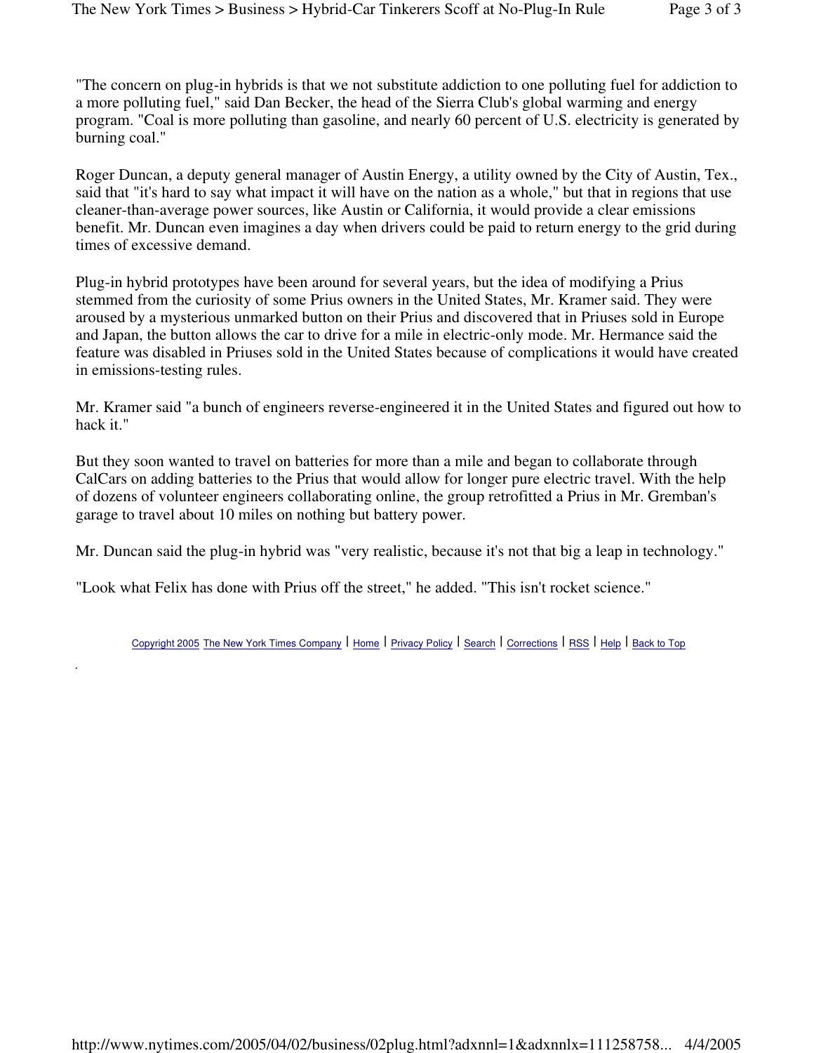"The concern on plug-in hybrids is that we not substitute addiction to one polluting fuel for addiction to a more polluting fuel," said Dan Becker, the head of the Sierra Club's global warming and energy program. "Coal is more polluting than gasoline, and nearly 60 percent of U.S. electricity is generated by burning coal."

Roger Duncan, a deputy general manager of Austin Energy, a utility owned by the City of Austin, Tex., said that "it's hard to say what impact it will have on the nation as a whole," but that in regions that use cleaner-than-average power sources, like Austin or California, it would provide a clear emissions benefit. Mr. Duncan even imagines a day when drivers could be paid to return energy to the grid during times of excessive demand.

Plug-in hybrid prototypes have been around for several years, but the idea of modifying a Prius stemmed from the curiosity of some Prius owners in the United States, Mr. Kramer said. They were aroused by a mysterious unmarked button on their Prius and discovered that in Priuses sold in Europe and Japan, the button allows the car to drive for a mile in electric-only mode. Mr. Hermance said the feature was disabled in Priuses sold in the United States because of complications it would have created in emissions-testing rules.

Mr. Kramer said "a bunch of engineers reverse-engineered it in the United States and figured out how to hack it."

But they soon wanted to travel on batteries for more than a mile and began to collaborate through CalCars on adding batteries to the Prius that would allow for longer pure electric travel. With the help of dozens of volunteer engineers collaborating online, the group retrofitted a Prius in Mr. Gremban's garage to travel about 10 miles on nothing but battery power.

Mr. Duncan said the plug-in hybrid was "very realistic, because it's not that big a leap in technology."

"Look what Felix has done with Prius off the street," he added. "This isn't rocket science."

Copyright 2005 The New York Times Company | Home | Privacy Policy | Search | Corrections | RSS | Help | Back to Top